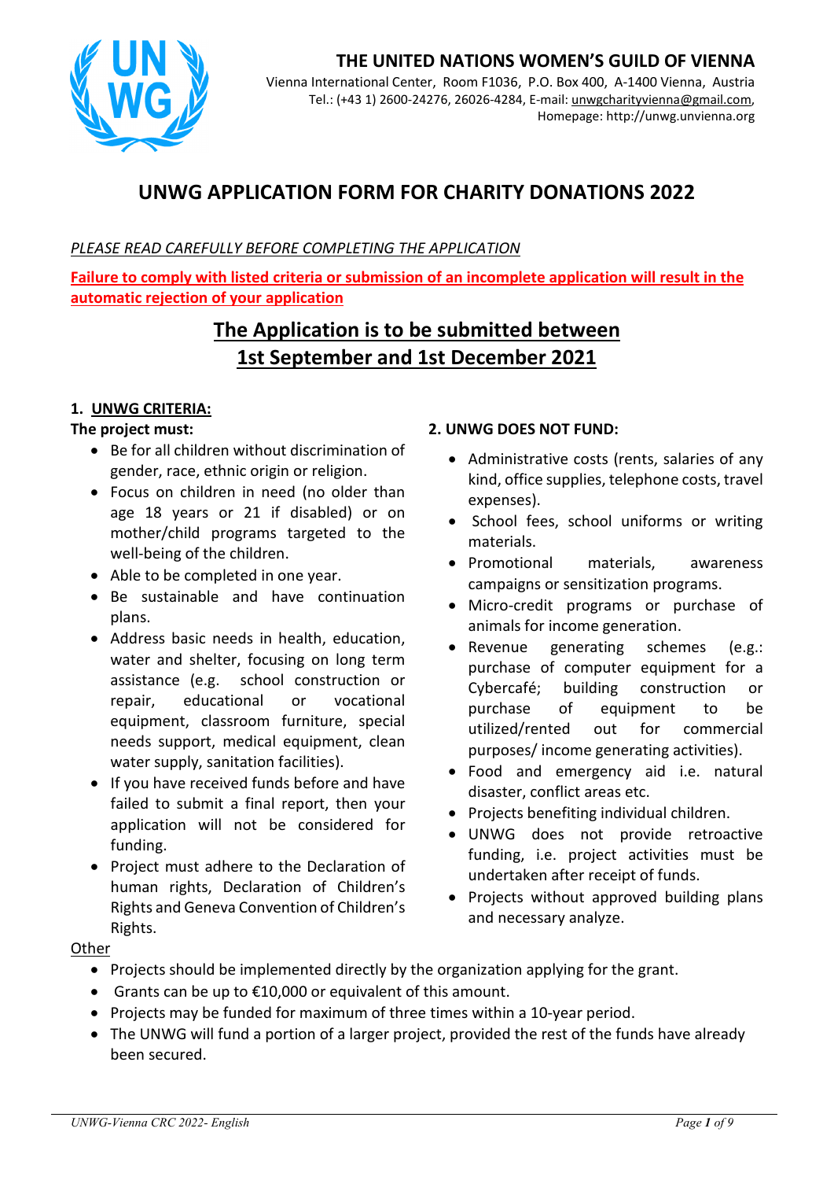# THE UNITED NATIONS WOMEN'S GUILD OF VIENNA

Vienna International Center, Room F1036, P.O. Box 400, A-1400 Vienna, Austria
Tel.: (+43 1) 2600-24276, 26026-4284, E-mail: unwgcharityvienna@gmail.com,
Homepage: http://unwg.unvienna.org

# UNWG APPLICATION FORM FOR CHARITY DONATIONS 2022

*PLEASE READ CAREFULLY BEFORE COMPLETING THE APPLICATION*

**Failure to comply with listed criteria or submission of an incomplete application will result in the automatic rejection of your application**

## The Application is to be submitted between 1st September and 1st December 2021

### 1. UNWG CRITERIA:

**The project must:**

- Be for all children without discrimination of gender, race, ethnic origin or religion.
- Focus on children in need (no older than age 18 years or 21 if disabled) or on mother/child programs targeted to the well-being of the children.
- Able to be completed in one year.
- Be sustainable and have continuation plans.
- Address basic needs in health, education, water and shelter, focusing on long term assistance (e.g. school construction or repair, educational or vocational equipment, classroom furniture, special needs support, medical equipment, clean water supply, sanitation facilities).
- If you have received funds before and have failed to submit a final report, then your application will not be considered for funding.
- Project must adhere to the Declaration of human rights, Declaration of Children's Rights and Geneva Convention of Children's Rights.

### 2. UNWG DOES NOT FUND:

- Administrative costs (rents, salaries of any kind, office supplies, telephone costs, travel expenses).
- School fees, school uniforms or writing materials.
- Promotional materials, awareness campaigns or sensitization programs.
- Micro-credit programs or purchase of animals for income generation.
- Revenue generating schemes (e.g.: purchase of computer equipment for a Cybercafé; building construction or purchase of equipment to be utilized/rented out for commercial purposes/ income generating activities).
- Food and emergency aid i.e. natural disaster, conflict areas etc.
- Projects benefiting individual children.
- UNWG does not provide retroactive funding, i.e. project activities must be undertaken after receipt of funds.
- Projects without approved building plans and necessary analyze.

**Other**

- Projects should be implemented directly by the organization applying for the grant.
- Grants can be up to €10,000 or equivalent of this amount.
- Projects may be funded for maximum of three times within a 10-year period.
- The UNWG will fund a portion of a larger project, provided the rest of the funds have already been secured.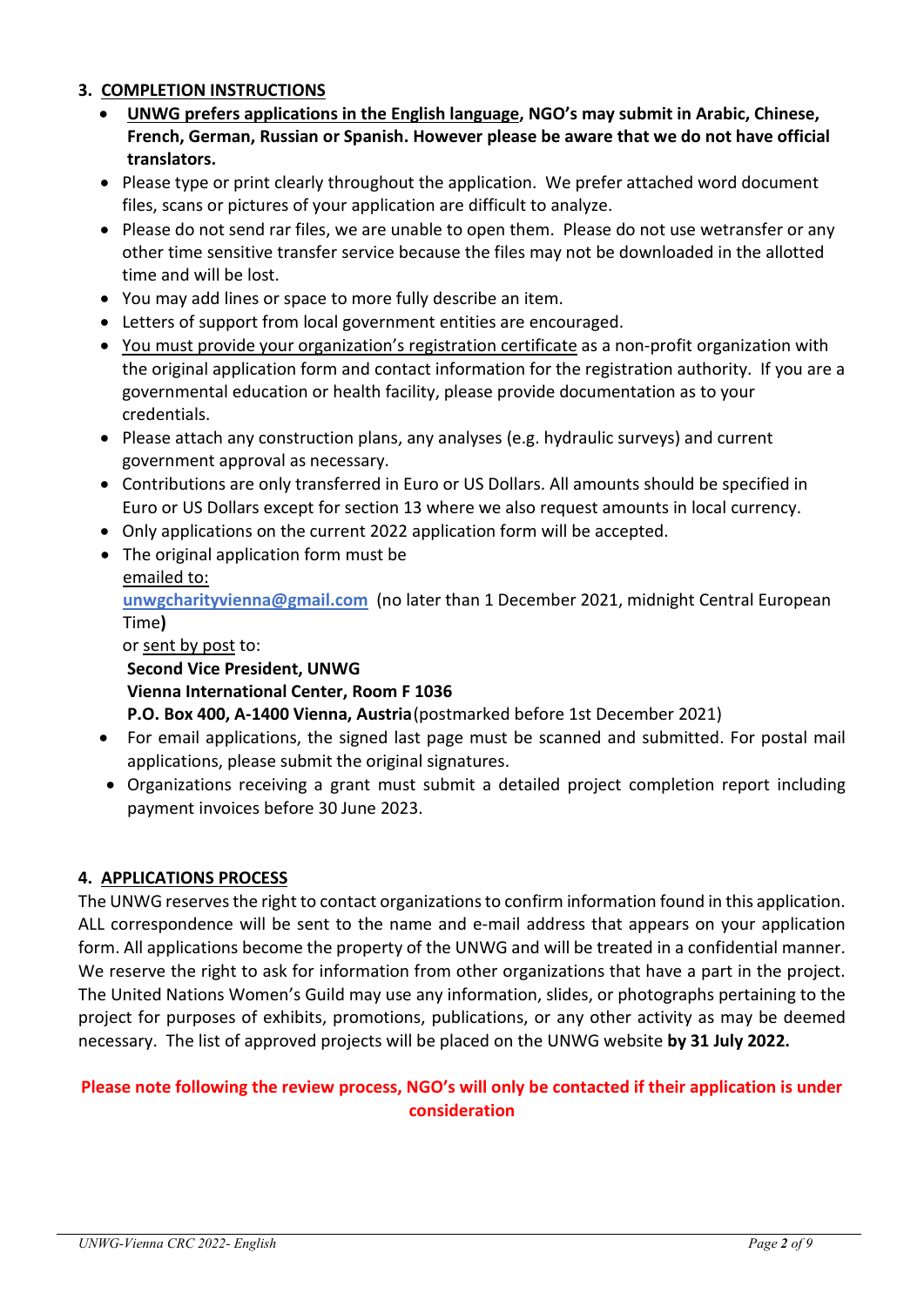## 3. COMPLETION INSTRUCTIONS

- **UNWG prefers applications in the English language, NGO's may submit in Arabic, Chinese, French, German, Russian or Spanish. However please be aware that we do not have official translators.**
- Please type or print clearly throughout the application. We prefer attached word document files, scans or pictures of your application are difficult to analyze.
- Please do not send rar files, we are unable to open them. Please do not use wetransfer or any other time sensitive transfer service because the files may not be downloaded in the allotted time and will be lost.
- You may add lines or space to more fully describe an item.
- Letters of support from local government entities are encouraged.
- You must provide your organization's registration certificate as a non-profit organization with the original application form and contact information for the registration authority. If you are a governmental education or health facility, please provide documentation as to your credentials.
- Please attach any construction plans, any analyses (e.g. hydraulic surveys) and current government approval as necessary.
- Contributions are only transferred in Euro or US Dollars. All amounts should be specified in Euro or US Dollars except for section 13 where we also request amounts in local currency.
- Only applications on the current 2022 application form will be accepted.
- The original application form must be
  emailed to:
  **unwgcharityvienna@gmail.com** (no later than 1 December 2021, midnight Central European Time**)**
  or sent by post to:
  **Second Vice President, UNWG**
  **Vienna International Center, Room F 1036**
  **P.O. Box 400, A-1400 Vienna, Austria** (postmarked before 1st December 2021)
- For email applications, the signed last page must be scanned and submitted. For postal mail applications, please submit the original signatures.
- Organizations receiving a grant must submit a detailed project completion report including payment invoices before 30 June 2023.

## 4. APPLICATIONS PROCESS

The UNWG reserves the right to contact organizations to confirm information found in this application. ALL correspondence will be sent to the name and e-mail address that appears on your application form. All applications become the property of the UNWG and will be treated in a confidential manner. We reserve the right to ask for information from other organizations that have a part in the project. The United Nations Women's Guild may use any information, slides, or photographs pertaining to the project for purposes of exhibits, promotions, publications, or any other activity as may be deemed necessary. The list of approved projects will be placed on the UNWG website **by 31 July 2022.**

**Please note following the review process, NGO's will only be contacted if their application is under consideration**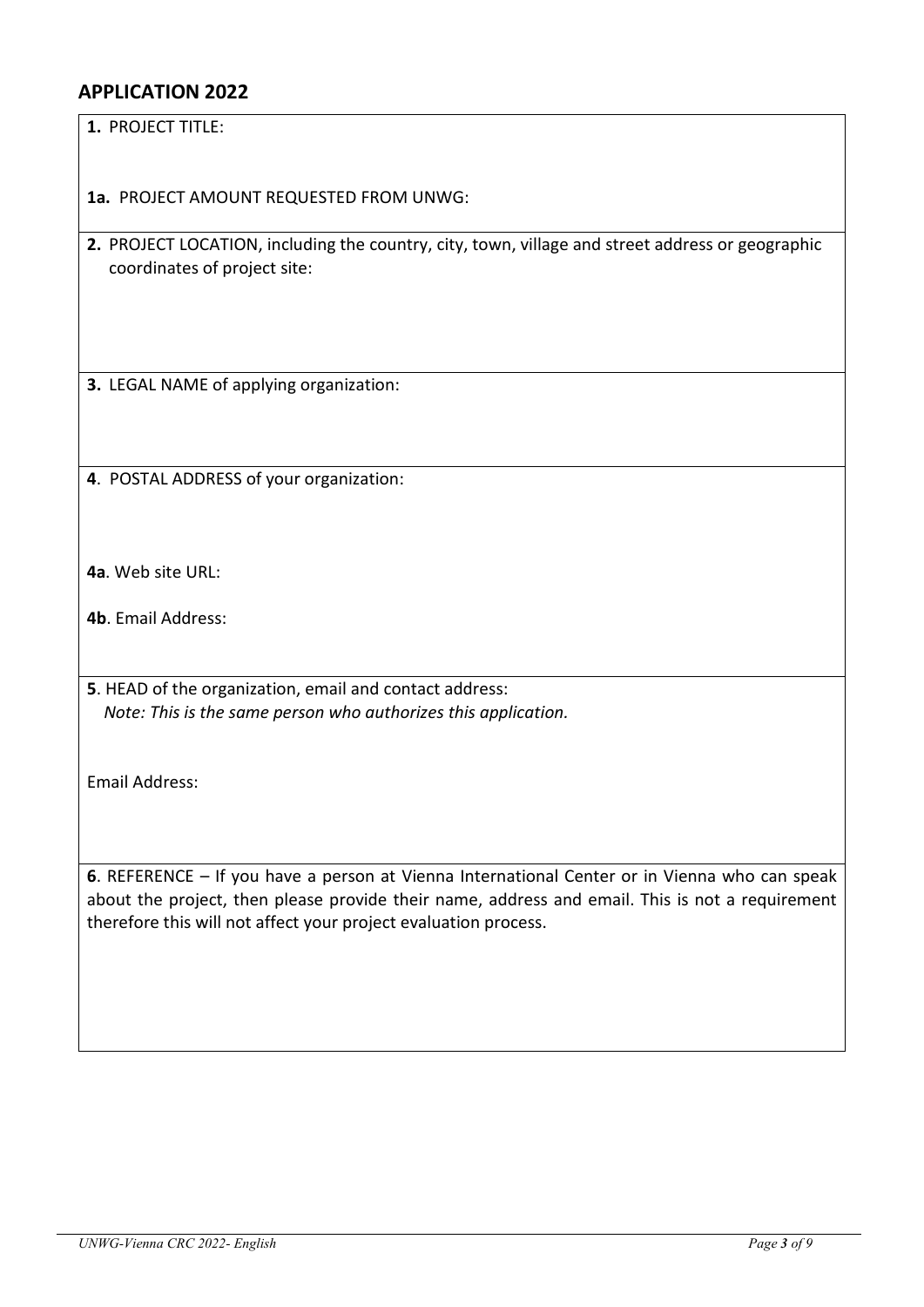## APPLICATION 2022

**1.** PROJECT TITLE:

**1a.** PROJECT AMOUNT REQUESTED FROM UNWG:

**2.** PROJECT LOCATION, including the country, city, town, village and street address or geographic coordinates of project site:

**3.** LEGAL NAME of applying organization:

**4**. POSTAL ADDRESS of your organization:

**4a**. Web site URL:

**4b**. Email Address:

**5**. HEAD of the organization, email and contact address:
*Note: This is the same person who authorizes this application.*

Email Address:

**6**. REFERENCE – If you have a person at Vienna International Center or in Vienna who can speak about the project, then please provide their name, address and email. This is not a requirement therefore this will not affect your project evaluation process.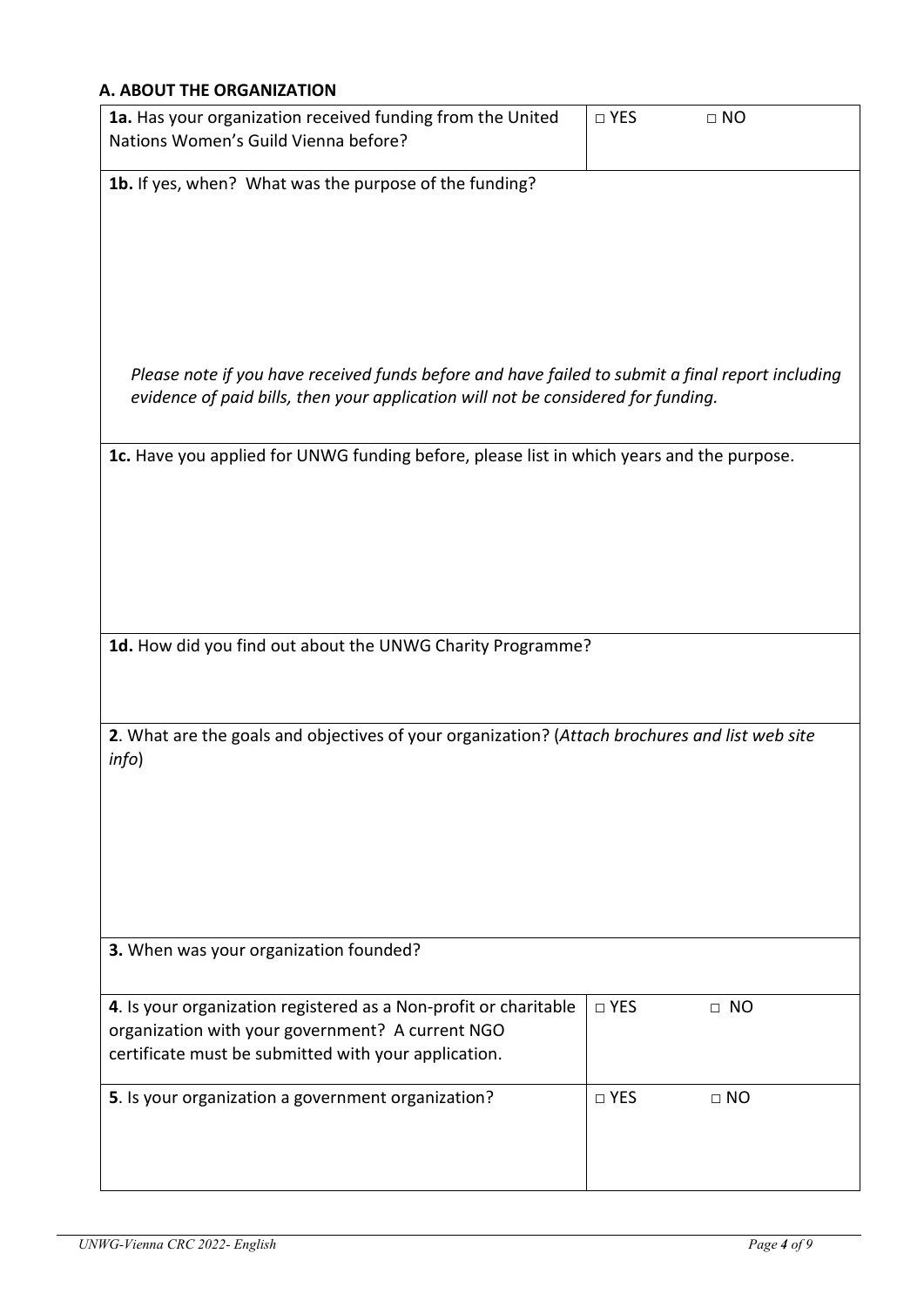### A. ABOUT THE ORGANIZATION

| | |
|---|---|
| **1a.** Has your organization received funding from the United Nations Women's Guild Vienna before? | □ YES □ NO |

**1b.** If yes, when? What was the purpose of the funding?

*Please note if you have received funds before and have failed to submit a final report including evidence of paid bills, then your application will not be considered for funding.*

**1c.** Have you applied for UNWG funding before, please list in which years and the purpose.

**1d.** How did you find out about the UNWG Charity Programme?

**2**. What are the goals and objectives of your organization? (*Attach brochures and list web site info*)

**3.** When was your organization founded?

| | |
|---|---|
| **4**. Is your organization registered as a Non-profit or charitable organization with your government? A current NGO certificate must be submitted with your application. | □ YES □ NO |
| **5**. Is your organization a government organization? | □ YES □ NO |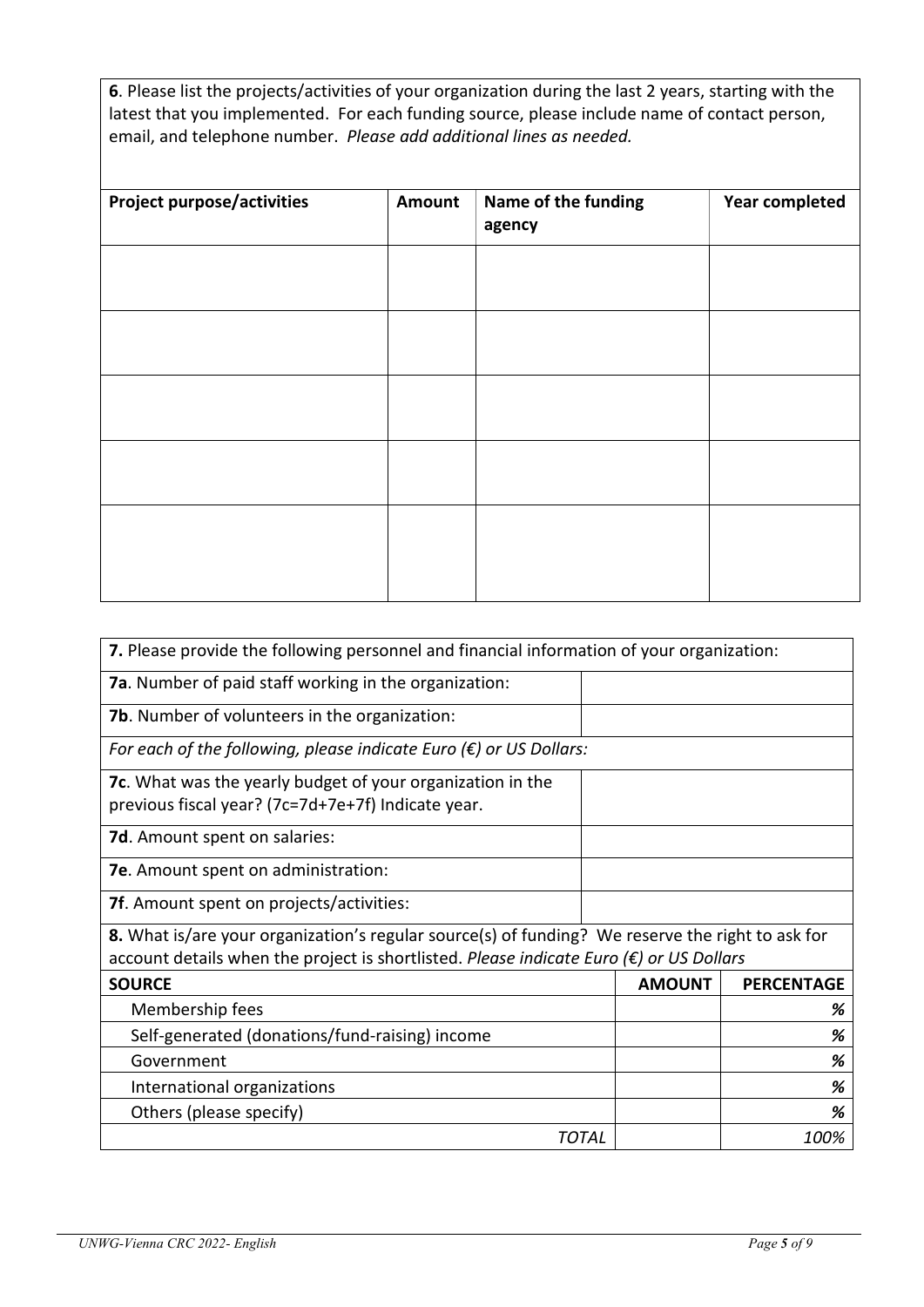**6**. Please list the projects/activities of your organization during the last 2 years, starting with the latest that you implemented. For each funding source, please include name of contact person, email, and telephone number. *Please add additional lines as needed.*

| **Project purpose/activities** | **Amount** | **Name of the funding agency** | **Year completed** |
|---|---|---|---|
| | | | |
| | | | |
| | | | |
| | | | |
| | | | |

| **7.** Please provide the following personnel and financial information of your organization: | |
|---|---|
| **7a**. Number of paid staff working in the organization: | |
| **7b**. Number of volunteers in the organization: | |
| *For each of the following, please indicate Euro (€) or US Dollars:* | |
| **7c**. What was the yearly budget of your organization in the previous fiscal year? (7c=7d+7e+7f) Indicate year. | |
| **7d**. Amount spent on salaries: | |
| **7e**. Amount spent on administration: | |
| **7f**. Amount spent on projects/activities: | |

**8.** What is/are your organization's regular source(s) of funding? We reserve the right to ask for account details when the project is shortlisted. *Please indicate Euro (€) or US Dollars*

| **SOURCE** | **AMOUNT** | **PERCENTAGE** |
|---|---|---|
| Membership fees | | *%* |
| Self-generated (donations/fund-raising) income | | *%* |
| Government | | *%* |
| International organizations | | *%* |
| Others (please specify) | | *%* |
| *TOTAL* | | *100%* |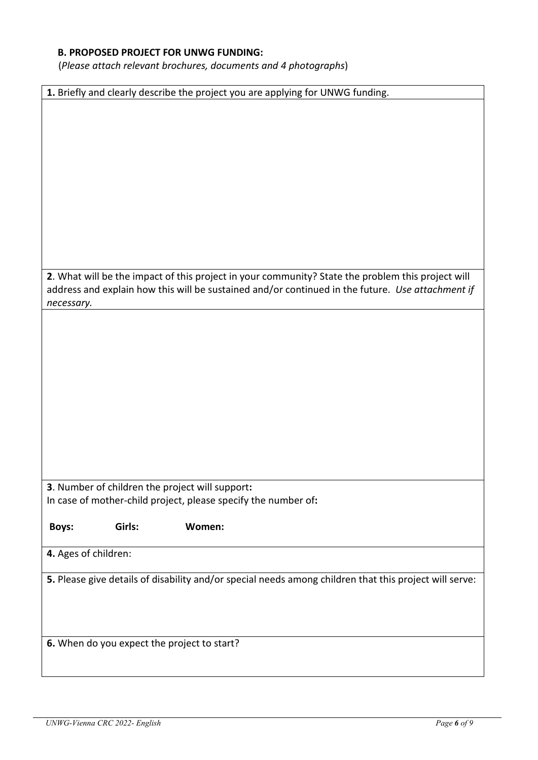**B. PROPOSED PROJECT FOR UNWG FUNDING:**

(*Please attach relevant brochures, documents and 4 photographs*)

| **1.** Briefly and clearly describe the project you are applying for UNWG funding. |
| --- |
| |
| **2**. What will be the impact of this project in your community? State the problem this project will address and explain how this will be sustained and/or continued in the future. *Use attachment if necessary.* |
| |
| **3**. Number of children the project will support**:**<br>In case of mother-child project, please specify the number of**:**<br><br>**Boys:** **Girls:** **Women:** |
| **4.** Ages of children: |
| **5.** Please give details of disability and/or special needs among children that this project will serve: |
| **6.** When do you expect the project to start? |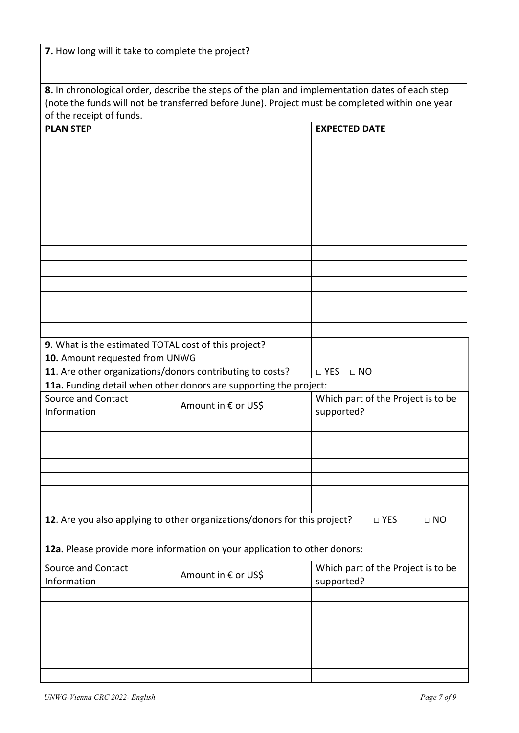**7.** How long will it take to complete the project?

**8.** In chronological order, describe the steps of the plan and implementation dates of each step (note the funds will not be transferred before June). Project must be completed within one year of the receipt of funds.

| **PLAN STEP** | **EXPECTED DATE** |
|---|---|
| | |
| | |
| | |
| | |
| | |
| | |
| | |
| | |
| | |
| | |
| | |
| | |
| | |

| | |
|---|---|
| **9**. What is the estimated TOTAL cost of this project? | |
| **10.** Amount requested from UNWG | |
| **11**. Are other organizations/donors contributing to costs? | □ YES □ NO |

**11a.** Funding detail when other donors are supporting the project:

| Source and Contact Information | Amount in € or US$ | Which part of the Project is to be supported? |
|---|---|---|
| | | |
| | | |
| | | |
| | | |
| | | |
| | | |
| | | |

**12**. Are you also applying to other organizations/donors for this project? □ YES □ NO

**12a.** Please provide more information on your application to other donors:

| Source and Contact Information | Amount in € or US$ | Which part of the Project is to be supported? |
|---|---|---|
| | | |
| | | |
| | | |
| | | |
| | | |
| | | |
| | | |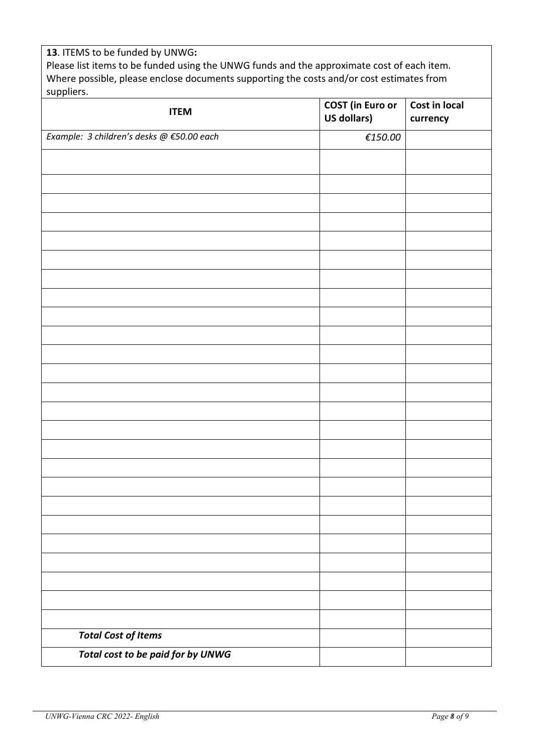**13**. ITEMS to be funded by UNWG**:**
Please list items to be funded using the UNWG funds and the approximate cost of each item. Where possible, please enclose documents supporting the costs and/or cost estimates from suppliers.

| **ITEM** | **COST (in Euro or US dollars)** | **Cost in local currency** |
|---|---|---|
| *Example: 3 children's desks @ €50.00 each* | *€150.00* | |
| | | |
| | | |
| | | |
| | | |
| | | |
| | | |
| | | |
| | | |
| | | |
| | | |
| | | |
| | | |
| | | |
| | | |
| | | |
| | | |
| | | |
| | | |
| | | |
| | | |
| | | |
| | | |
| | | |
| | | |
| | | |
| ***Total Cost of Items*** | | |
| ***Total cost to be paid for by UNWG*** | | |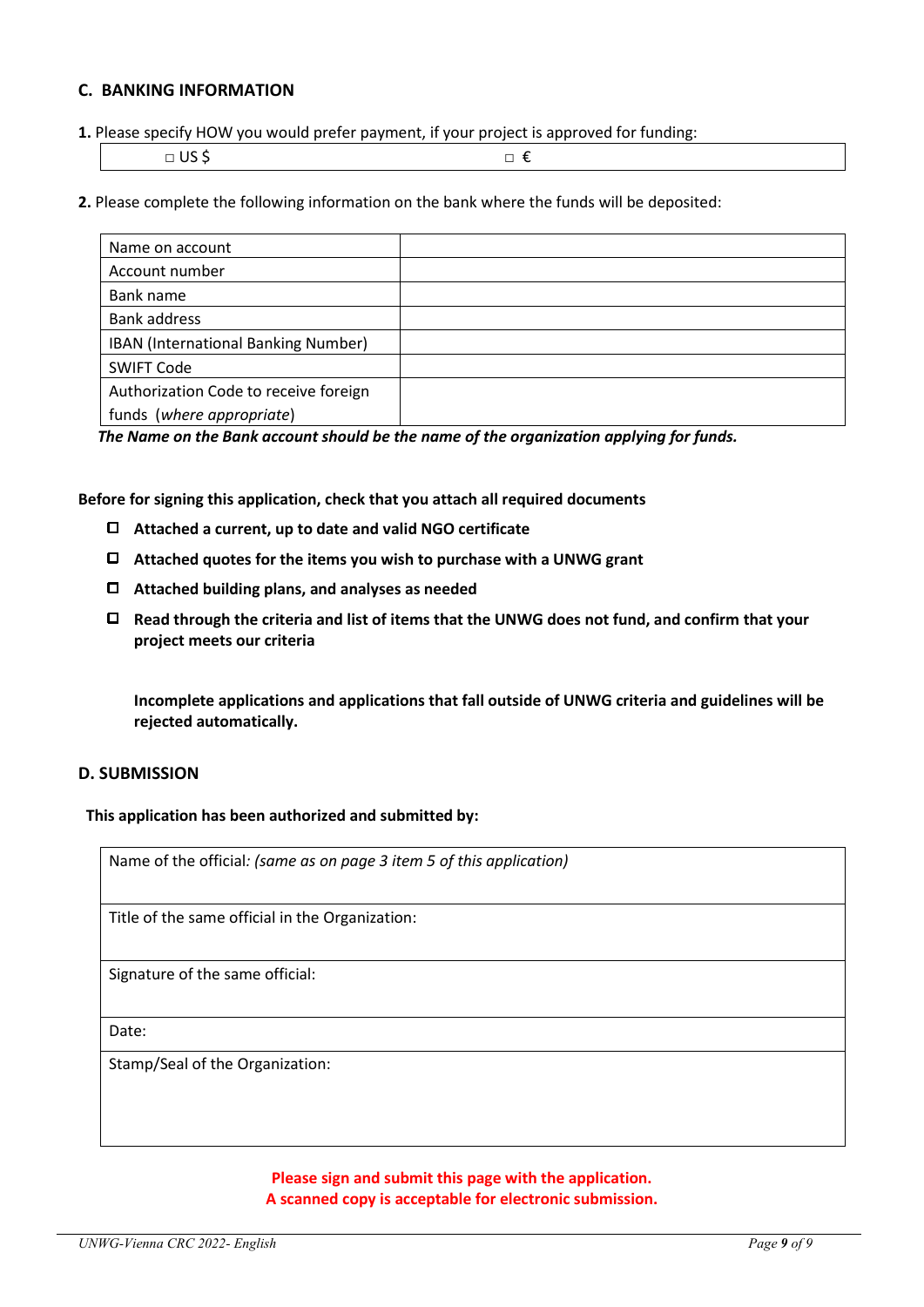## C. BANKING INFORMATION

**1.** Please specify HOW you would prefer payment, if your project is approved for funding:

| | |
|---|---|
| □ US $ | □ € |

**2.** Please complete the following information on the bank where the funds will be deposited:

| | |
|---|---|
| Name on account | |
| Account number | |
| Bank name | |
| Bank address | |
| IBAN (International Banking Number) | |
| SWIFT Code | |
| Authorization Code to receive foreign funds (*where appropriate*) | |

***The Name on the Bank account should be the name of the organization applying for funds.***

**Before for signing this application, check that you attach all required documents**

- ☐ **Attached a current, up to date and valid NGO certificate**
- ☐ **Attached quotes for the items you wish to purchase with a UNWG grant**
- ☐ **Attached building plans, and analyses as needed**
- ☐ **Read through the criteria and list of items that the UNWG does not fund, and confirm that your project meets our criteria**

**Incomplete applications and applications that fall outside of UNWG criteria and guidelines will be rejected automatically.**

## D. SUBMISSION

**This application has been authorized and submitted by:**

| |
|---|
| Name of the official*: (same as on page 3 item 5 of this application)* |
| Title of the same official in the Organization: |
| Signature of the same official: |
| Date: |
| Stamp/Seal of the Organization: |

**Please sign and submit this page with the application.**
**A scanned copy is acceptable for electronic submission.**